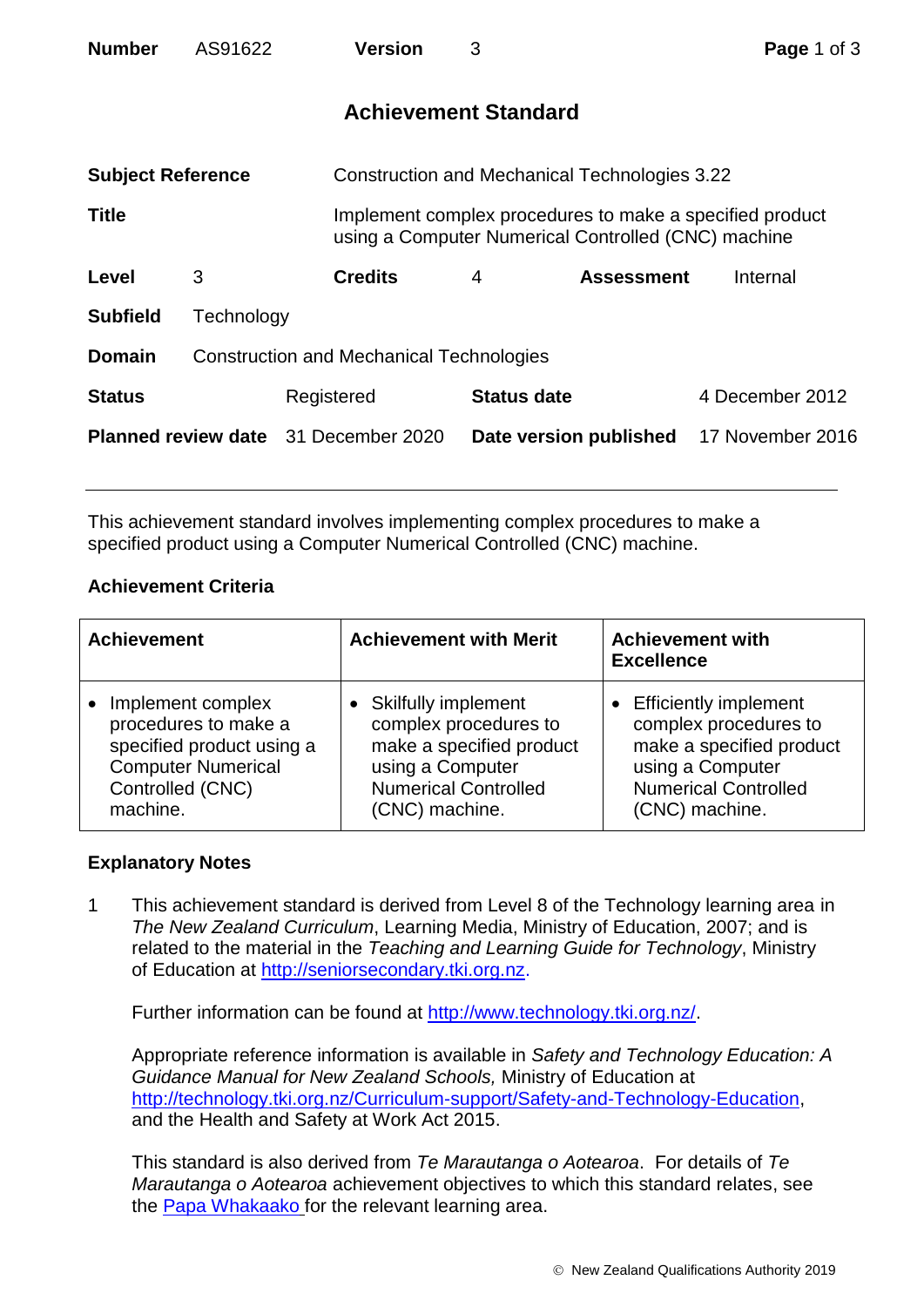| **Number** | AS91622 | **Version** | 3 |
|---|---|---|---|

# Achievement Standard

| | |
|---|---|
| **Subject Reference** | Construction and Mechanical Technologies 3.22 |
| **Title** | Implement complex procedures to make a specified product using a Computer Numerical Controlled (CNC) machine |
| **Level** | 3 |
| **Credits** | 4 |
| **Assessment** | Internal |
| **Subfield** | Technology |
| **Domain** | Construction and Mechanical Technologies |
| **Status** | Registered |
| **Status date** | 4 December 2012 |
| **Planned review date** | 31 December 2020 |
| **Date version published** | 17 November 2016 |

This achievement standard involves implementing complex procedures to make a specified product using a Computer Numerical Controlled (CNC) machine.

## Achievement Criteria

| Achievement | Achievement with Merit | Achievement with Excellence |
|---|---|---|
| • Implement complex procedures to make a specified product using a Computer Numerical Controlled (CNC) machine. | • Skilfully implement complex procedures to make a specified product using a Computer Numerical Controlled (CNC) machine. | • Efficiently implement complex procedures to make a specified product using a Computer Numerical Controlled (CNC) machine. |

## Explanatory Notes

1 This achievement standard is derived from Level 8 of the Technology learning area in *The New Zealand Curriculum*, Learning Media, Ministry of Education, 2007; and is related to the material in the *Teaching and Learning Guide for Technology*, Ministry of Education at http://seniorsecondary.tki.org.nz.

Further information can be found at http://www.technology.tki.org.nz/.

Appropriate reference information is available in *Safety and Technology Education: A Guidance Manual for New Zealand Schools,* Ministry of Education at http://technology.tki.org.nz/Curriculum-support/Safety-and-Technology-Education, and the Health and Safety at Work Act 2015.

This standard is also derived from *Te Marautanga o Aotearoa*. For details of *Te Marautanga o Aotearoa* achievement objectives to which this standard relates, see the Papa Whakaako for the relevant learning area.

© New Zealand Qualifications Authority 2019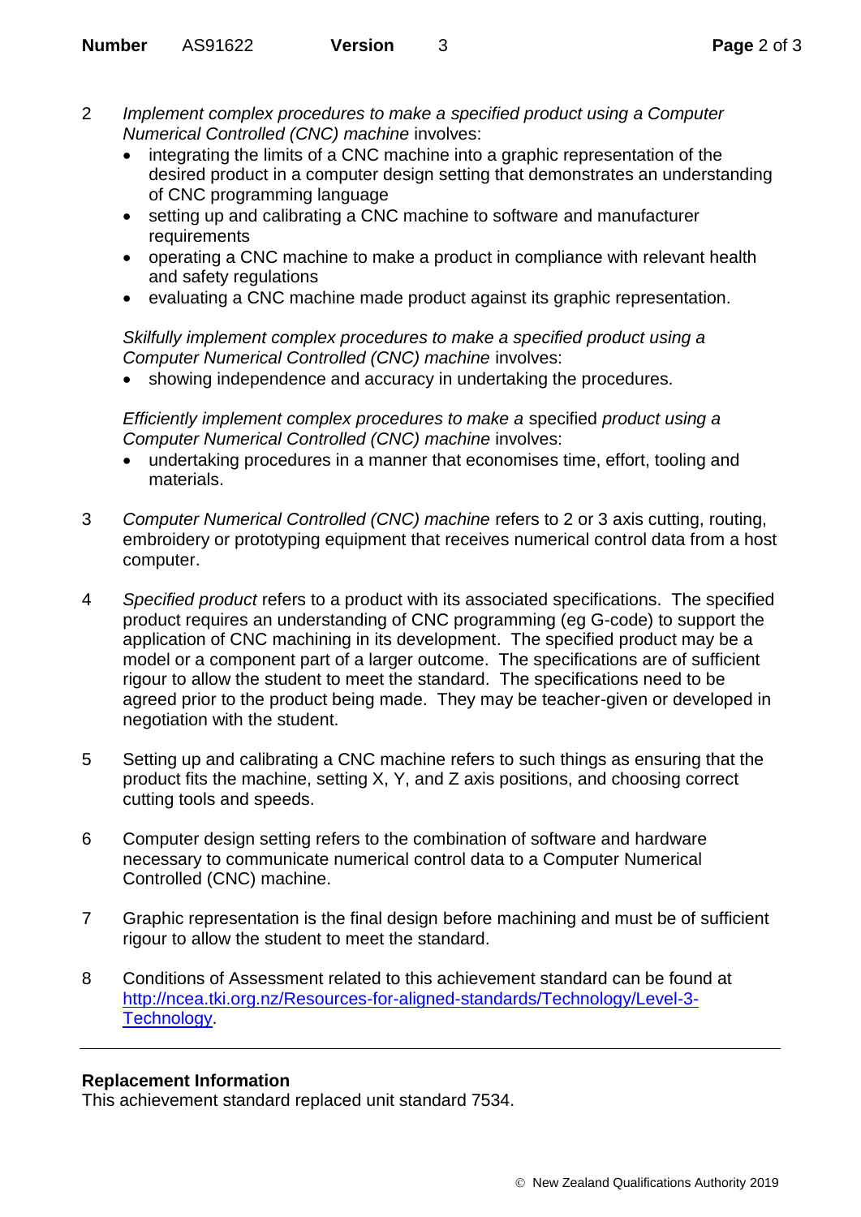2 *Implement complex procedures to make a specified product using a Computer Numerical Controlled (CNC) machine* involves:

- integrating the limits of a CNC machine into a graphic representation of the desired product in a computer design setting that demonstrates an understanding of CNC programming language
- setting up and calibrating a CNC machine to software and manufacturer requirements
- operating a CNC machine to make a product in compliance with relevant health and safety regulations
- evaluating a CNC machine made product against its graphic representation.

*Skilfully implement complex procedures to make a specified product using a Computer Numerical Controlled (CNC) machine* involves:

- showing independence and accuracy in undertaking the procedures.

*Efficiently implement complex procedures to make a* specified *product using a Computer Numerical Controlled (CNC) machine* involves:

- undertaking procedures in a manner that economises time, effort, tooling and materials.

3 *Computer Numerical Controlled (CNC) machine* refers to 2 or 3 axis cutting, routing, embroidery or prototyping equipment that receives numerical control data from a host computer.

4 *Specified product* refers to a product with its associated specifications. The specified product requires an understanding of CNC programming (eg G-code) to support the application of CNC machining in its development. The specified product may be a model or a component part of a larger outcome. The specifications are of sufficient rigour to allow the student to meet the standard. The specifications need to be agreed prior to the product being made. They may be teacher-given or developed in negotiation with the student.

5 Setting up and calibrating a CNC machine refers to such things as ensuring that the product fits the machine, setting X, Y, and Z axis positions, and choosing correct cutting tools and speeds.

6 Computer design setting refers to the combination of software and hardware necessary to communicate numerical control data to a Computer Numerical Controlled (CNC) machine.

7 Graphic representation is the final design before machining and must be of sufficient rigour to allow the student to meet the standard.

8 Conditions of Assessment related to this achievement standard can be found at [http://ncea.tki.org.nz/Resources-for-aligned-standards/Technology/Level-3-Technology](http://ncea.tki.org.nz/Resources-for-aligned-standards/Technology/Level-3-Technology).

---

**Replacement Information**

This achievement standard replaced unit standard 7534.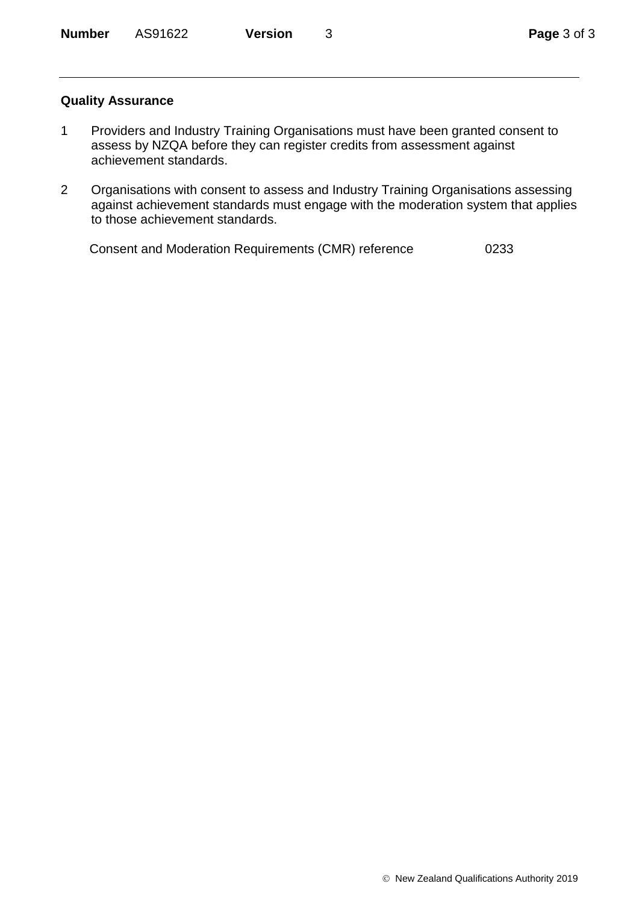**Quality Assurance**

1. Providers and Industry Training Organisations must have been granted consent to assess by NZQA before they can register credits from assessment against achievement standards.

2. Organisations with consent to assess and Industry Training Organisations assessing against achievement standards must engage with the moderation system that applies to those achievement standards.

| | |
|---|---|
| Consent and Moderation Requirements (CMR) reference | 0233 |

© New Zealand Qualifications Authority 2019